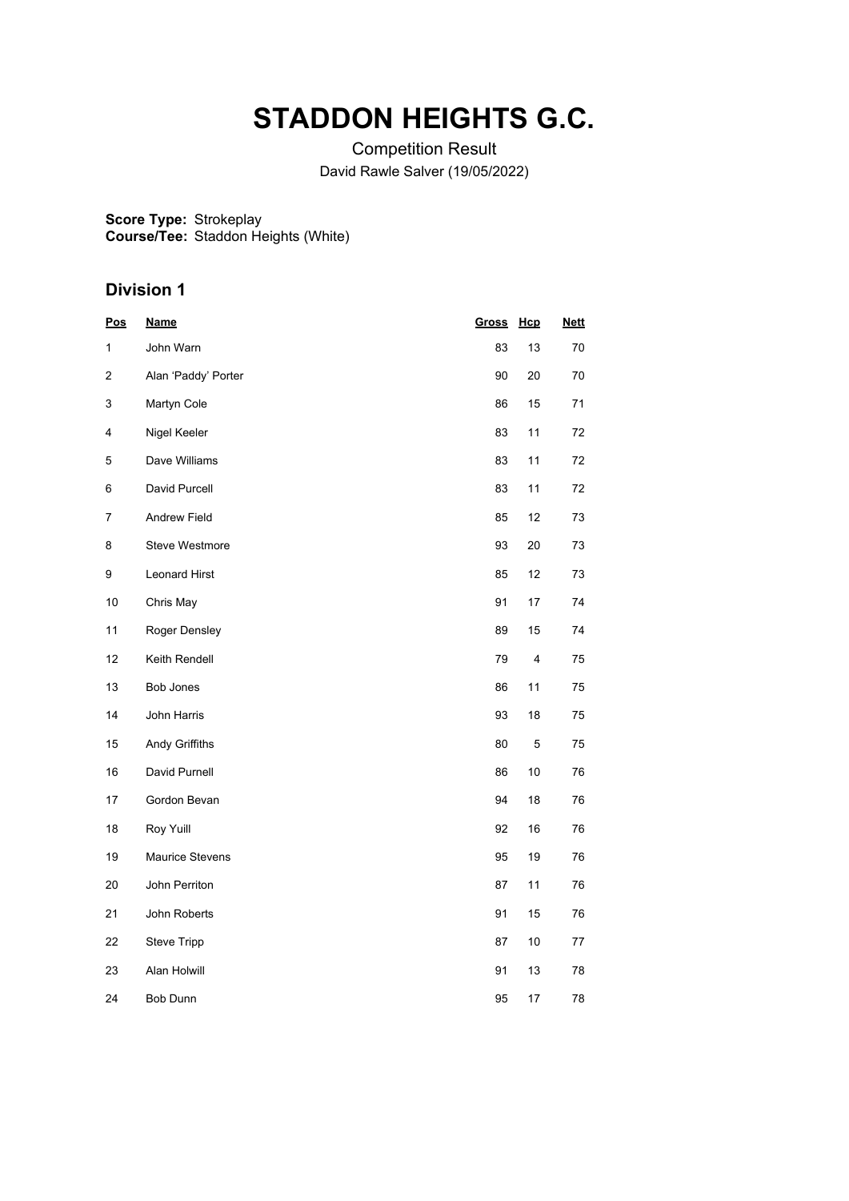# STADDON HEIGHTS G.C.

Competition Result

David Rawle Salver (19/05/2022)

**Score Type:** Strokeplay
**Course/Tee:** Staddon Heights (White)

## Division 1

| Pos | Name | Gross | Hcp | Nett |
|---|---|---|---|---|
| 1 | John Warn | 83 | 13 | 70 |
| 2 | Alan 'Paddy' Porter | 90 | 20 | 70 |
| 3 | Martyn Cole | 86 | 15 | 71 |
| 4 | Nigel Keeler | 83 | 11 | 72 |
| 5 | Dave Williams | 83 | 11 | 72 |
| 6 | David Purcell | 83 | 11 | 72 |
| 7 | Andrew Field | 85 | 12 | 73 |
| 8 | Steve Westmore | 93 | 20 | 73 |
| 9 | Leonard Hirst | 85 | 12 | 73 |
| 10 | Chris May | 91 | 17 | 74 |
| 11 | Roger Densley | 89 | 15 | 74 |
| 12 | Keith Rendell | 79 | 4 | 75 |
| 13 | Bob Jones | 86 | 11 | 75 |
| 14 | John Harris | 93 | 18 | 75 |
| 15 | Andy Griffiths | 80 | 5 | 75 |
| 16 | David Purnell | 86 | 10 | 76 |
| 17 | Gordon Bevan | 94 | 18 | 76 |
| 18 | Roy Yuill | 92 | 16 | 76 |
| 19 | Maurice Stevens | 95 | 19 | 76 |
| 20 | John Perriton | 87 | 11 | 76 |
| 21 | John Roberts | 91 | 15 | 76 |
| 22 | Steve Tripp | 87 | 10 | 77 |
| 23 | Alan Holwill | 91 | 13 | 78 |
| 24 | Bob Dunn | 95 | 17 | 78 |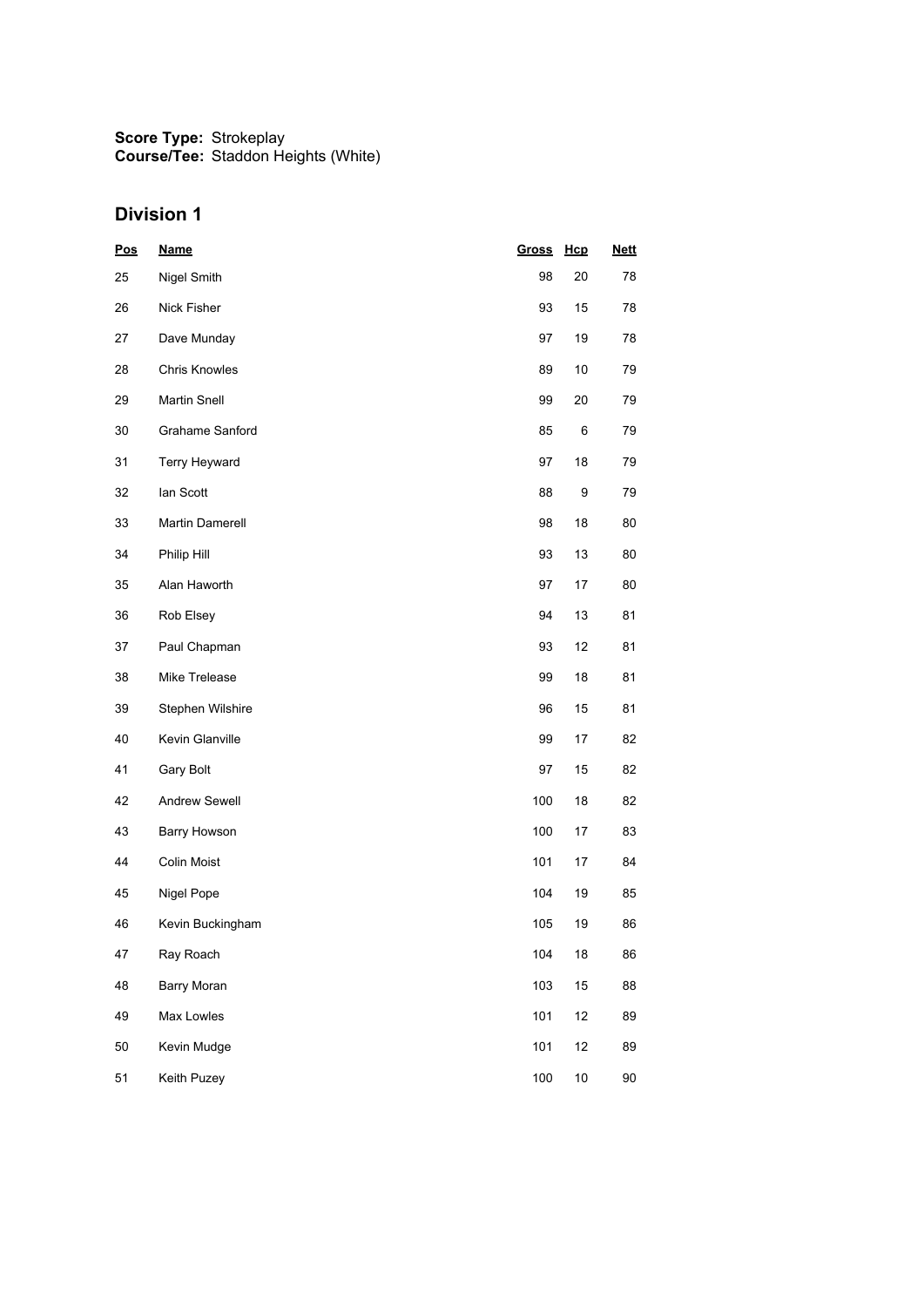**Score Type:** Strokeplay
**Course/Tee:** Staddon Heights (White)

## Division 1

| Pos | Name | Gross | Hcp | Nett |
|---|---|---|---|---|
| 25 | Nigel Smith | 98 | 20 | 78 |
| 26 | Nick Fisher | 93 | 15 | 78 |
| 27 | Dave Munday | 97 | 19 | 78 |
| 28 | Chris Knowles | 89 | 10 | 79 |
| 29 | Martin Snell | 99 | 20 | 79 |
| 30 | Grahame Sanford | 85 | 6 | 79 |
| 31 | Terry Heyward | 97 | 18 | 79 |
| 32 | Ian Scott | 88 | 9 | 79 |
| 33 | Martin Damerell | 98 | 18 | 80 |
| 34 | Philip Hill | 93 | 13 | 80 |
| 35 | Alan Haworth | 97 | 17 | 80 |
| 36 | Rob Elsey | 94 | 13 | 81 |
| 37 | Paul Chapman | 93 | 12 | 81 |
| 38 | Mike Trelease | 99 | 18 | 81 |
| 39 | Stephen Wilshire | 96 | 15 | 81 |
| 40 | Kevin Glanville | 99 | 17 | 82 |
| 41 | Gary Bolt | 97 | 15 | 82 |
| 42 | Andrew Sewell | 100 | 18 | 82 |
| 43 | Barry Howson | 100 | 17 | 83 |
| 44 | Colin Moist | 101 | 17 | 84 |
| 45 | Nigel Pope | 104 | 19 | 85 |
| 46 | Kevin Buckingham | 105 | 19 | 86 |
| 47 | Ray Roach | 104 | 18 | 86 |
| 48 | Barry Moran | 103 | 15 | 88 |
| 49 | Max Lowles | 101 | 12 | 89 |
| 50 | Kevin Mudge | 101 | 12 | 89 |
| 51 | Keith Puzey | 100 | 10 | 90 |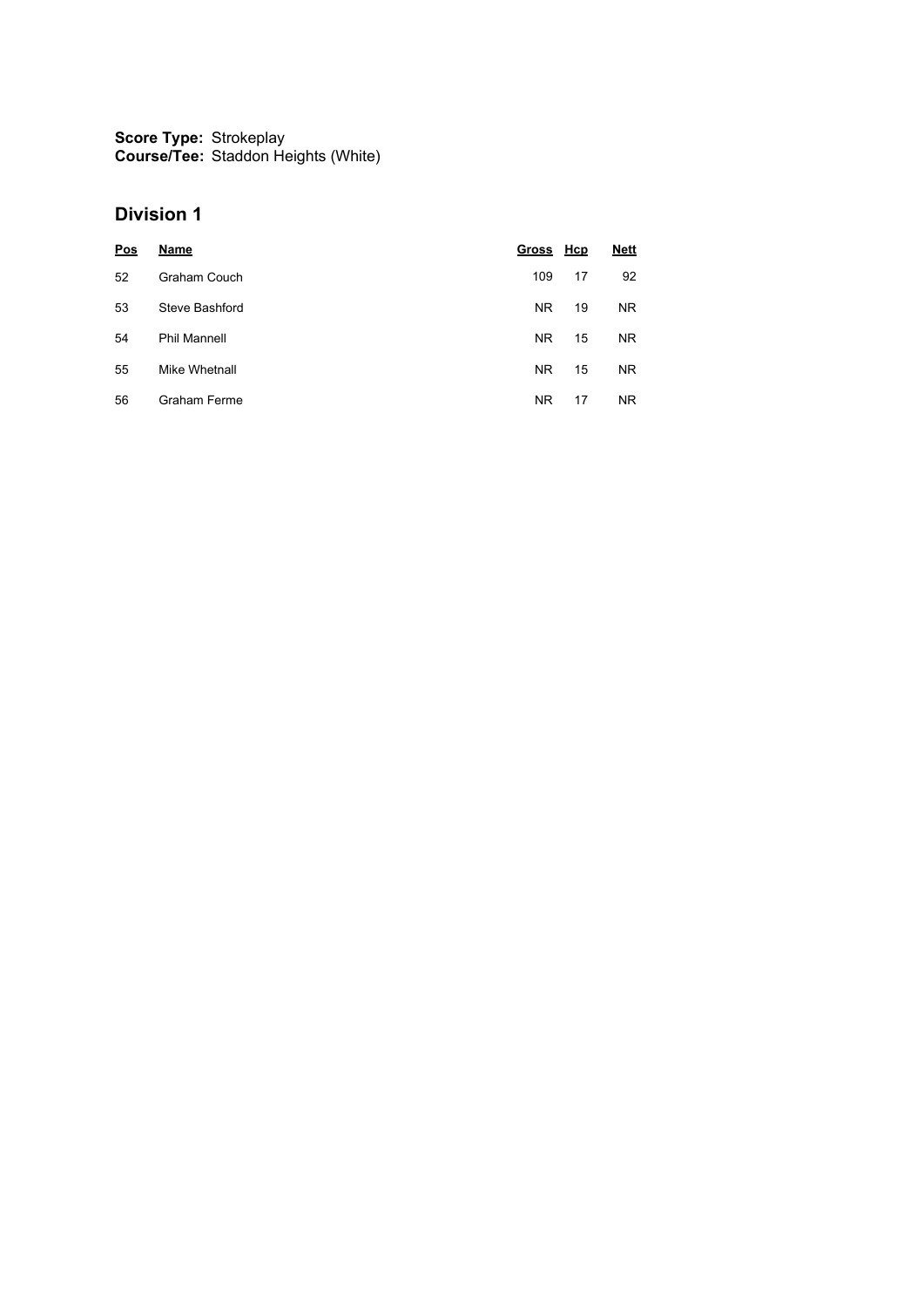**Score Type:** Strokeplay
**Course/Tee:** Staddon Heights (White)

## Division 1

| Pos | Name | Gross | Hcp | Nett |
|---|---|---|---|---|
| 52 | Graham Couch | 109 | 17 | 92 |
| 53 | Steve Bashford | NR | 19 | NR |
| 54 | Phil Mannell | NR | 15 | NR |
| 55 | Mike Whetnall | NR | 15 | NR |
| 56 | Graham Ferme | NR | 17 | NR |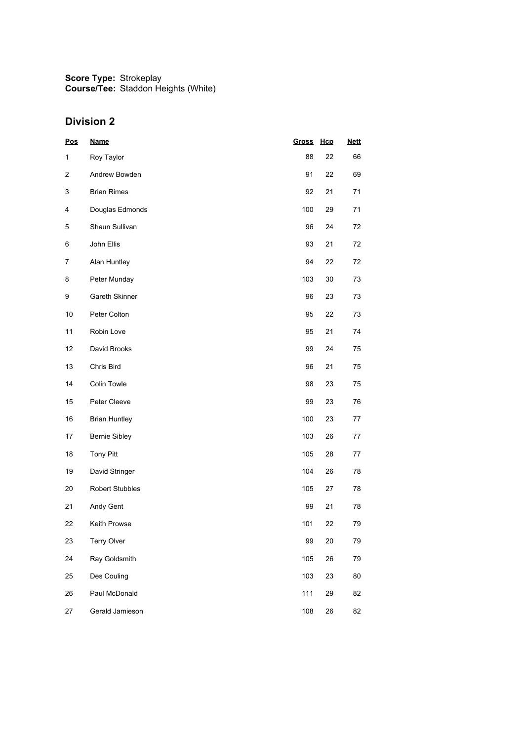**Score Type:** Strokeplay
**Course/Tee:** Staddon Heights (White)

## Division 2

| Pos | Name | Gross | Hcp | Nett |
|---|---|---|---|---|
| 1 | Roy Taylor | 88 | 22 | 66 |
| 2 | Andrew Bowden | 91 | 22 | 69 |
| 3 | Brian Rimes | 92 | 21 | 71 |
| 4 | Douglas Edmonds | 100 | 29 | 71 |
| 5 | Shaun Sullivan | 96 | 24 | 72 |
| 6 | John Ellis | 93 | 21 | 72 |
| 7 | Alan Huntley | 94 | 22 | 72 |
| 8 | Peter Munday | 103 | 30 | 73 |
| 9 | Gareth Skinner | 96 | 23 | 73 |
| 10 | Peter Colton | 95 | 22 | 73 |
| 11 | Robin Love | 95 | 21 | 74 |
| 12 | David Brooks | 99 | 24 | 75 |
| 13 | Chris Bird | 96 | 21 | 75 |
| 14 | Colin Towle | 98 | 23 | 75 |
| 15 | Peter Cleeve | 99 | 23 | 76 |
| 16 | Brian Huntley | 100 | 23 | 77 |
| 17 | Bernie Sibley | 103 | 26 | 77 |
| 18 | Tony Pitt | 105 | 28 | 77 |
| 19 | David Stringer | 104 | 26 | 78 |
| 20 | Robert Stubbles | 105 | 27 | 78 |
| 21 | Andy Gent | 99 | 21 | 78 |
| 22 | Keith Prowse | 101 | 22 | 79 |
| 23 | Terry Olver | 99 | 20 | 79 |
| 24 | Ray Goldsmith | 105 | 26 | 79 |
| 25 | Des Couling | 103 | 23 | 80 |
| 26 | Paul McDonald | 111 | 29 | 82 |
| 27 | Gerald Jamieson | 108 | 26 | 82 |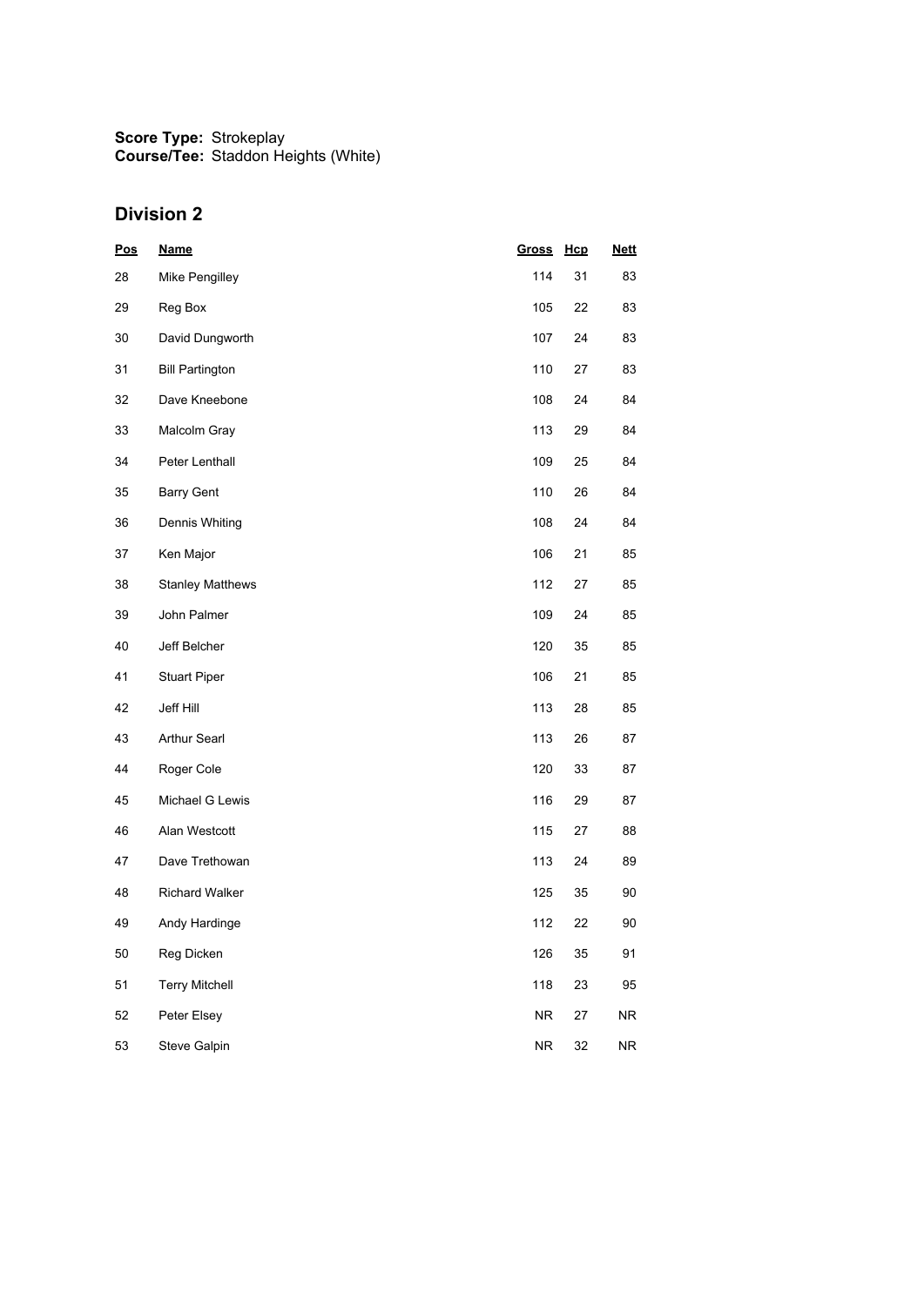**Score Type:** Strokeplay
**Course/Tee:** Staddon Heights (White)

## Division 2

| Pos | Name | Gross | Hcp | Nett |
|---|---|---|---|---|
| 28 | Mike Pengilley | 114 | 31 | 83 |
| 29 | Reg Box | 105 | 22 | 83 |
| 30 | David Dungworth | 107 | 24 | 83 |
| 31 | Bill Partington | 110 | 27 | 83 |
| 32 | Dave Kneebone | 108 | 24 | 84 |
| 33 | Malcolm Gray | 113 | 29 | 84 |
| 34 | Peter Lenthall | 109 | 25 | 84 |
| 35 | Barry Gent | 110 | 26 | 84 |
| 36 | Dennis Whiting | 108 | 24 | 84 |
| 37 | Ken Major | 106 | 21 | 85 |
| 38 | Stanley Matthews | 112 | 27 | 85 |
| 39 | John Palmer | 109 | 24 | 85 |
| 40 | Jeff Belcher | 120 | 35 | 85 |
| 41 | Stuart Piper | 106 | 21 | 85 |
| 42 | Jeff Hill | 113 | 28 | 85 |
| 43 | Arthur Searl | 113 | 26 | 87 |
| 44 | Roger Cole | 120 | 33 | 87 |
| 45 | Michael G Lewis | 116 | 29 | 87 |
| 46 | Alan Westcott | 115 | 27 | 88 |
| 47 | Dave Trethowan | 113 | 24 | 89 |
| 48 | Richard Walker | 125 | 35 | 90 |
| 49 | Andy Hardinge | 112 | 22 | 90 |
| 50 | Reg Dicken | 126 | 35 | 91 |
| 51 | Terry Mitchell | 118 | 23 | 95 |
| 52 | Peter Elsey | NR | 27 | NR |
| 53 | Steve Galpin | NR | 32 | NR |